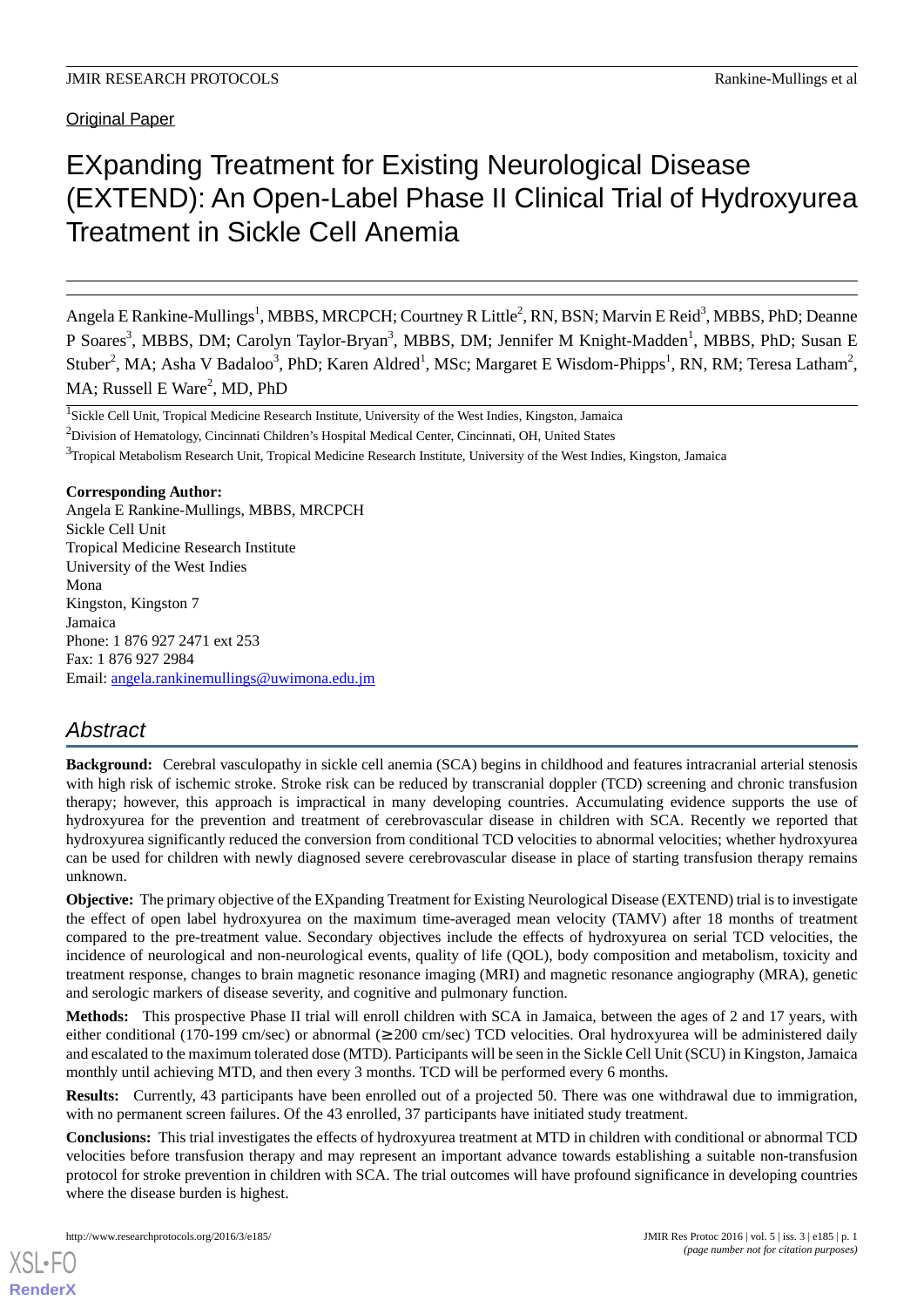Original Paper

# EXpanding Treatment for Existing Neurological Disease (EXTEND): An Open-Label Phase II Clinical Trial of Hydroxyurea Treatment in Sickle Cell Anemia

Angela E Rankine-Mullings[1], MBBS, MRCPCH; Courtney R Little[2], RN, BSN; Marvin E Reid[3], MBBS, PhD; Deanne P Soares[3], MBBS, DM; Carolyn Taylor-Bryan[3], MBBS, DM; Jennifer M Knight-Madden[1], MBBS, PhD; Susan E Stuber[2], MA; Asha V Badaloo[3], PhD; Karen Aldred[1], MSc; Margaret E Wisdom-Phipps[1], RN, RM; Teresa Latham[2], MA; Russell E Ware[2], MD, PhD

[1]Sickle Cell Unit, Tropical Medicine Research Institute, University of the West Indies, Kingston, Jamaica

[2]Division of Hematology, Cincinnati Children's Hospital Medical Center, Cincinnati, OH, United States

[3]Tropical Metabolism Research Unit, Tropical Medicine Research Institute, University of the West Indies, Kingston, Jamaica

**Corresponding Author:**
Angela E Rankine-Mullings, MBBS, MRCPCH
Sickle Cell Unit
Tropical Medicine Research Institute
University of the West Indies
Mona
Kingston, Kingston 7
Jamaica
Phone: 1 876 927 2471 ext 253
Fax: 1 876 927 2984
Email: angela.rankinemullings@uwimona.edu.jm

## Abstract

**Background:** Cerebral vasculopathy in sickle cell anemia (SCA) begins in childhood and features intracranial arterial stenosis with high risk of ischemic stroke. Stroke risk can be reduced by transcranial doppler (TCD) screening and chronic transfusion therapy; however, this approach is impractical in many developing countries. Accumulating evidence supports the use of hydroxyurea for the prevention and treatment of cerebrovascular disease in children with SCA. Recently we reported that hydroxyurea significantly reduced the conversion from conditional TCD velocities to abnormal velocities; whether hydroxyurea can be used for children with newly diagnosed severe cerebrovascular disease in place of starting transfusion therapy remains unknown.

**Objective:** The primary objective of the EXpanding Treatment for Existing Neurological Disease (EXTEND) trial is to investigate the effect of open label hydroxyurea on the maximum time-averaged mean velocity (TAMV) after 18 months of treatment compared to the pre-treatment value. Secondary objectives include the effects of hydroxyurea on serial TCD velocities, the incidence of neurological and non-neurological events, quality of life (QOL), body composition and metabolism, toxicity and treatment response, changes to brain magnetic resonance imaging (MRI) and magnetic resonance angiography (MRA), genetic and serologic markers of disease severity, and cognitive and pulmonary function.

**Methods:** This prospective Phase II trial will enroll children with SCA in Jamaica, between the ages of 2 and 17 years, with either conditional (170-199 cm/sec) or abnormal (≥200 cm/sec) TCD velocities. Oral hydroxyurea will be administered daily and escalated to the maximum tolerated dose (MTD). Participants will be seen in the Sickle Cell Unit (SCU) in Kingston, Jamaica monthly until achieving MTD, and then every 3 months. TCD will be performed every 6 months.

**Results:** Currently, 43 participants have been enrolled out of a projected 50. There was one withdrawal due to immigration, with no permanent screen failures. Of the 43 enrolled, 37 participants have initiated study treatment.

**Conclusions:** This trial investigates the effects of hydroxyurea treatment at MTD in children with conditional or abnormal TCD velocities before transfusion therapy and may represent an important advance towards establishing a suitable non-transfusion protocol for stroke prevention in children with SCA. The trial outcomes will have profound significance in developing countries where the disease burden is highest.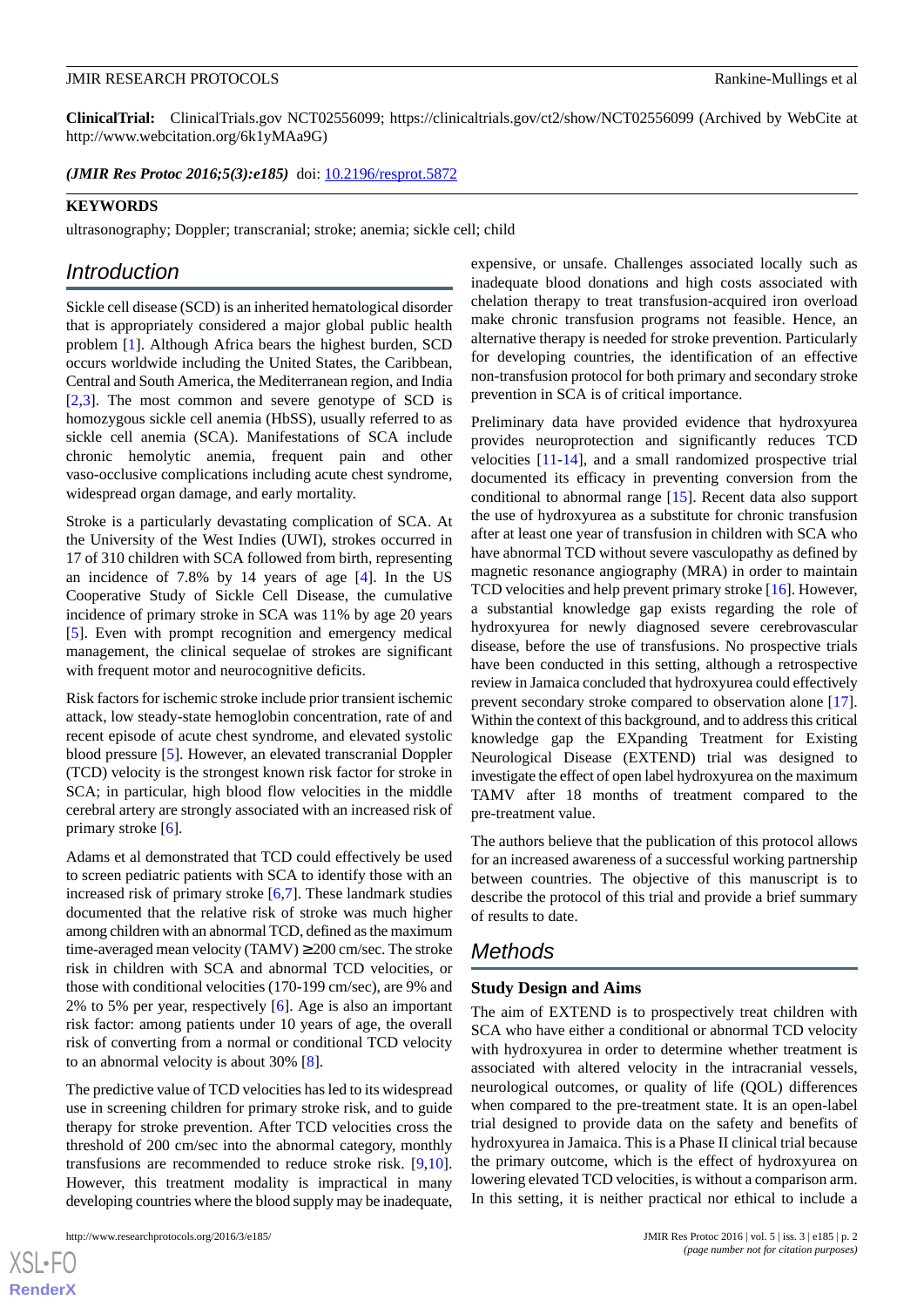**ClinicalTrial:** ClinicalTrials.gov NCT02556099; https://clinicaltrials.gov/ct2/show/NCT02556099 (Archived by WebCite at http://www.webcitation.org/6k1yMAa9G)

*(JMIR Res Protoc 2016;5(3):e185)* doi: 10.2196/resprot.5872

**KEYWORDS**

ultrasonography; Doppler; transcranial; stroke; anemia; sickle cell; child

## Introduction

Sickle cell disease (SCD) is an inherited hematological disorder that is appropriately considered a major global public health problem [1]. Although Africa bears the highest burden, SCD occurs worldwide including the United States, the Caribbean, Central and South America, the Mediterranean region, and India [2,3]. The most common and severe genotype of SCD is homozygous sickle cell anemia (HbSS), usually referred to as sickle cell anemia (SCA). Manifestations of SCA include chronic hemolytic anemia, frequent pain and other vaso-occlusive complications including acute chest syndrome, widespread organ damage, and early mortality.

Stroke is a particularly devastating complication of SCA. At the University of the West Indies (UWI), strokes occurred in 17 of 310 children with SCA followed from birth, representing an incidence of 7.8% by 14 years of age [4]. In the US Cooperative Study of Sickle Cell Disease, the cumulative incidence of primary stroke in SCA was 11% by age 20 years [5]. Even with prompt recognition and emergency medical management, the clinical sequelae of strokes are significant with frequent motor and neurocognitive deficits.

Risk factors for ischemic stroke include prior transient ischemic attack, low steady-state hemoglobin concentration, rate of and recent episode of acute chest syndrome, and elevated systolic blood pressure [5]. However, an elevated transcranial Doppler (TCD) velocity is the strongest known risk factor for stroke in SCA; in particular, high blood flow velocities in the middle cerebral artery are strongly associated with an increased risk of primary stroke [6].

Adams et al demonstrated that TCD could effectively be used to screen pediatric patients with SCA to identify those with an increased risk of primary stroke [6,7]. These landmark studies documented that the relative risk of stroke was much higher among children with an abnormal TCD, defined as the maximum time-averaged mean velocity (TAMV) ≥200 cm/sec. The stroke risk in children with SCA and abnormal TCD velocities, or those with conditional velocities (170-199 cm/sec), are 9% and 2% to 5% per year, respectively [6]. Age is also an important risk factor: among patients under 10 years of age, the overall risk of converting from a normal or conditional TCD velocity to an abnormal velocity is about 30% [8].

The predictive value of TCD velocities has led to its widespread use in screening children for primary stroke risk, and to guide therapy for stroke prevention. After TCD velocities cross the threshold of 200 cm/sec into the abnormal category, monthly transfusions are recommended to reduce stroke risk. [9,10]. However, this treatment modality is impractical in many developing countries where the blood supply may be inadequate, expensive, or unsafe. Challenges associated locally such as inadequate blood donations and high costs associated with chelation therapy to treat transfusion-acquired iron overload make chronic transfusion programs not feasible. Hence, an alternative therapy is needed for stroke prevention. Particularly for developing countries, the identification of an effective non-transfusion protocol for both primary and secondary stroke prevention in SCA is of critical importance.

Preliminary data have provided evidence that hydroxyurea provides neuroprotection and significantly reduces TCD velocities [11-14], and a small randomized prospective trial documented its efficacy in preventing conversion from the conditional to abnormal range [15]. Recent data also support the use of hydroxyurea as a substitute for chronic transfusion after at least one year of transfusion in children with SCA who have abnormal TCD without severe vasculopathy as defined by magnetic resonance angiography (MRA) in order to maintain TCD velocities and help prevent primary stroke [16]. However, a substantial knowledge gap exists regarding the role of hydroxyurea for newly diagnosed severe cerebrovascular disease, before the use of transfusions. No prospective trials have been conducted in this setting, although a retrospective review in Jamaica concluded that hydroxyurea could effectively prevent secondary stroke compared to observation alone [17]. Within the context of this background, and to address this critical knowledge gap the EXpanding Treatment for Existing Neurological Disease (EXTEND) trial was designed to investigate the effect of open label hydroxyurea on the maximum TAMV after 18 months of treatment compared to the pre-treatment value.

The authors believe that the publication of this protocol allows for an increased awareness of a successful working partnership between countries. The objective of this manuscript is to describe the protocol of this trial and provide a brief summary of results to date.

## Methods

### Study Design and Aims

The aim of EXTEND is to prospectively treat children with SCA who have either a conditional or abnormal TCD velocity with hydroxyurea in order to determine whether treatment is associated with altered velocity in the intracranial vessels, neurological outcomes, or quality of life (QOL) differences when compared to the pre-treatment state. It is an open-label trial designed to provide data on the safety and benefits of hydroxyurea in Jamaica. This is a Phase II clinical trial because the primary outcome, which is the effect of hydroxyurea on lowering elevated TCD velocities, is without a comparison arm. In this setting, it is neither practical nor ethical to include a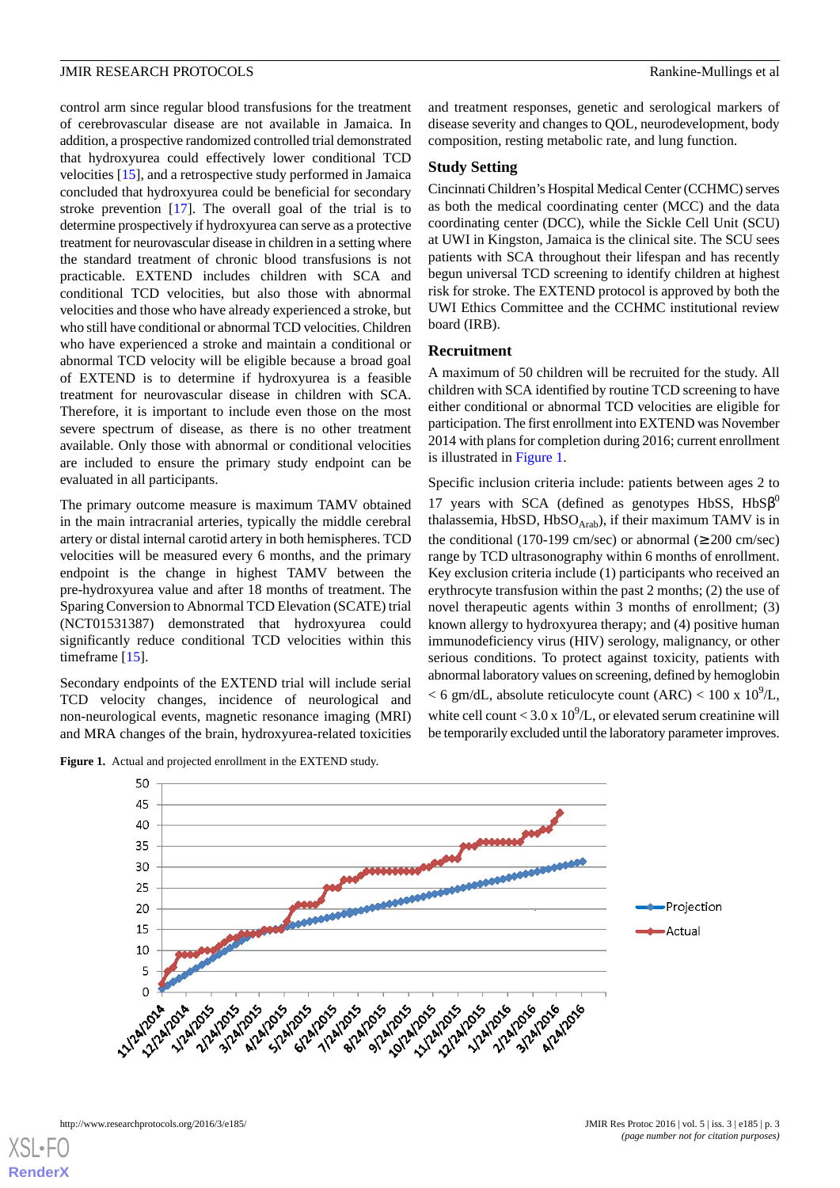control arm since regular blood transfusions for the treatment of cerebrovascular disease are not available in Jamaica. In addition, a prospective randomized controlled trial demonstrated that hydroxyurea could effectively lower conditional TCD velocities [15], and a retrospective study performed in Jamaica concluded that hydroxyurea could be beneficial for secondary stroke prevention [17]. The overall goal of the trial is to determine prospectively if hydroxyurea can serve as a protective treatment for neurovascular disease in children in a setting where the standard treatment of chronic blood transfusions is not practicable. EXTEND includes children with SCA and conditional TCD velocities, but also those with abnormal velocities and those who have already experienced a stroke, but who still have conditional or abnormal TCD velocities. Children who have experienced a stroke and maintain a conditional or abnormal TCD velocity will be eligible because a broad goal of EXTEND is to determine if hydroxyurea is a feasible treatment for neurovascular disease in children with SCA. Therefore, it is important to include even those on the most severe spectrum of disease, as there is no other treatment available. Only those with abnormal or conditional velocities are included to ensure the primary study endpoint can be evaluated in all participants.

The primary outcome measure is maximum TAMV obtained in the main intracranial arteries, typically the middle cerebral artery or distal internal carotid artery in both hemispheres. TCD velocities will be measured every 6 months, and the primary endpoint is the change in highest TAMV between the pre-hydroxyurea value and after 18 months of treatment. The Sparing Conversion to Abnormal TCD Elevation (SCATE) trial (NCT01531387) demonstrated that hydroxyurea could significantly reduce conditional TCD velocities within this timeframe [15].

Secondary endpoints of the EXTEND trial will include serial TCD velocity changes, incidence of neurological and non-neurological events, magnetic resonance imaging (MRI) and MRA changes of the brain, hydroxyurea-related toxicities and treatment responses, genetic and serological markers of disease severity and changes to QOL, neurodevelopment, body composition, resting metabolic rate, and lung function.

## Study Setting

Cincinnati Children's Hospital Medical Center (CCHMC) serves as both the medical coordinating center (MCC) and the data coordinating center (DCC), while the Sickle Cell Unit (SCU) at UWI in Kingston, Jamaica is the clinical site. The SCU sees patients with SCA throughout their lifespan and has recently begun universal TCD screening to identify children at highest risk for stroke. The EXTEND protocol is approved by both the UWI Ethics Committee and the CCHMC institutional review board (IRB).

## Recruitment

A maximum of 50 children will be recruited for the study. All children with SCA identified by routine TCD screening to have either conditional or abnormal TCD velocities are eligible for participation. The first enrollment into EXTEND was November 2014 with plans for completion during 2016; current enrollment is illustrated in Figure 1.

Specific inclusion criteria include: patients between ages 2 to 17 years with SCA (defined as genotypes HbSS, HbS$\beta^0$ thalassemia, HbSD, HbSO$_{Arab}$), if their maximum TAMV is in the conditional (170-199 cm/sec) or abnormal (≥200 cm/sec) range by TCD ultrasonography within 6 months of enrollment. Key exclusion criteria include (1) participants who received an erythrocyte transfusion within the past 2 months; (2) the use of novel therapeutic agents within 3 months of enrollment; (3) known allergy to hydroxyurea therapy; and (4) positive human immunodeficiency virus (HIV) serology, malignancy, or other serious conditions. To protect against toxicity, patients with abnormal laboratory values on screening, defined by hemoglobin < 6 gm/dL, absolute reticulocyte count (ARC) < 100 x $10^9$/L, white cell count < 3.0 x $10^9$/L, or elevated serum creatinine will be temporarily excluded until the laboratory parameter improves.

**Figure 1.** Actual and projected enrollment in the EXTEND study.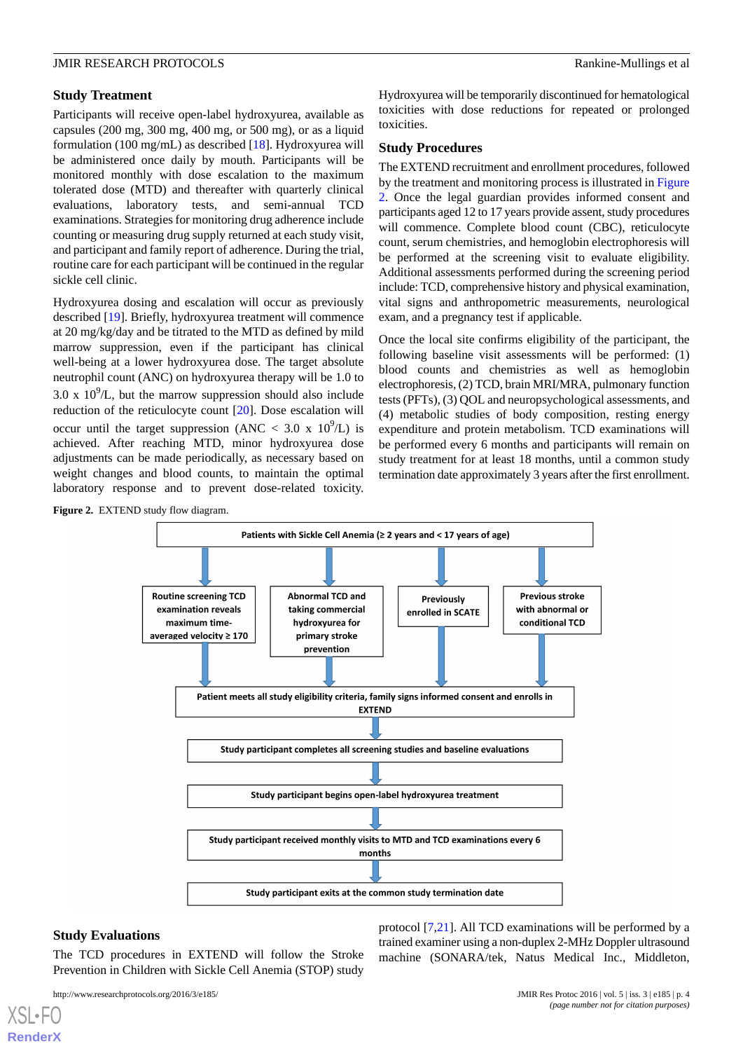### Study Treatment

Participants will receive open-label hydroxyurea, available as capsules (200 mg, 300 mg, 400 mg, or 500 mg), or as a liquid formulation (100 mg/mL) as described [18]. Hydroxyurea will be administered once daily by mouth. Participants will be monitored monthly with dose escalation to the maximum tolerated dose (MTD) and thereafter with quarterly clinical evaluations, laboratory tests, and semi-annual TCD examinations. Strategies for monitoring drug adherence include counting or measuring drug supply returned at each study visit, and participant and family report of adherence. During the trial, routine care for each participant will be continued in the regular sickle cell clinic.

Hydroxyurea dosing and escalation will occur as previously described [19]. Briefly, hydroxyurea treatment will commence at 20 mg/kg/day and be titrated to the MTD as defined by mild marrow suppression, even if the participant has clinical well-being at a lower hydroxyurea dose. The target absolute neutrophil count (ANC) on hydroxyurea therapy will be 1.0 to 3.0 x $10^9$/L, but the marrow suppression should also include reduction of the reticulocyte count [20]. Dose escalation will occur until the target suppression (ANC < 3.0 x $10^9$/L) is achieved. After reaching MTD, minor hydroxyurea dose adjustments can be made periodically, as necessary based on weight changes and blood counts, to maintain the optimal laboratory response and to prevent dose-related toxicity. Hydroxyurea will be temporarily discontinued for hematological toxicities with dose reductions for repeated or prolonged toxicities.

### Study Procedures

The EXTEND recruitment and enrollment procedures, followed by the treatment and monitoring process is illustrated in Figure 2. Once the legal guardian provides informed consent and participants aged 12 to 17 years provide assent, study procedures will commence. Complete blood count (CBC), reticulocyte count, serum chemistries, and hemoglobin electrophoresis will be performed at the screening visit to evaluate eligibility. Additional assessments performed during the screening period include: TCD, comprehensive history and physical examination, vital signs and anthropometric measurements, neurological exam, and a pregnancy test if applicable.

Once the local site confirms eligibility of the participant, the following baseline visit assessments will be performed: (1) blood counts and chemistries as well as hemoglobin electrophoresis, (2) TCD, brain MRI/MRA, pulmonary function tests (PFTs), (3) QOL and neuropsychological assessments, and (4) metabolic studies of body composition, resting energy expenditure and protein metabolism. TCD examinations will be performed every 6 months and participants will remain on study treatment for at least 18 months, until a common study termination date approximately 3 years after the first enrollment.

**Figure 2.** EXTEND study flow diagram.

Patients with Sickle Cell Anemia (≥ 2 years and < 17 years of age)

- Routine screening TCD examination reveals maximum time-averaged velocity ≥ 170
- Abnormal TCD and taking commercial hydroxyurea for primary stroke prevention
- Previously enrolled in SCATE
- Previous stroke with abnormal or conditional TCD

↓

Patient meets all study eligibility criteria, family signs informed consent and enrolls in EXTEND

↓

Study participant completes all screening studies and baseline evaluations

↓

Study participant begins open-label hydroxyurea treatment

↓

Study participant received monthly visits to MTD and TCD examinations every 6 months

↓

Study participant exits at the common study termination date

### Study Evaluations

The TCD procedures in EXTEND will follow the Stroke Prevention in Children with Sickle Cell Anemia (STOP) study protocol [7,21]. All TCD examinations will be performed by a trained examiner using a non-duplex 2-MHz Doppler ultrasound machine (SONARA/tek, Natus Medical Inc., Middleton,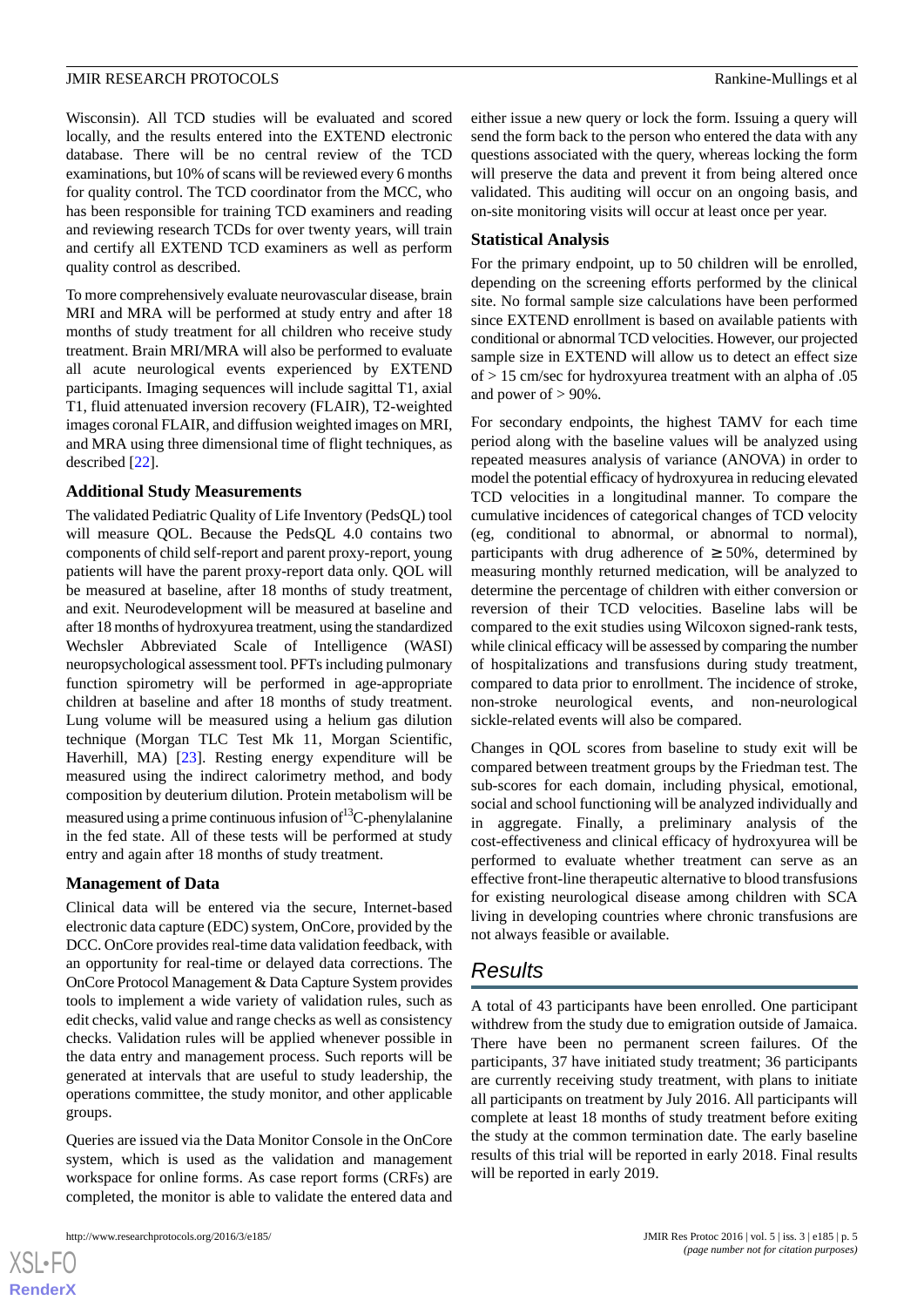Wisconsin). All TCD studies will be evaluated and scored locally, and the results entered into the EXTEND electronic database. There will be no central review of the TCD examinations, but 10% of scans will be reviewed every 6 months for quality control. The TCD coordinator from the MCC, who has been responsible for training TCD examiners and reading and reviewing research TCDs for over twenty years, will train and certify all EXTEND TCD examiners as well as perform quality control as described.

To more comprehensively evaluate neurovascular disease, brain MRI and MRA will be performed at study entry and after 18 months of study treatment for all children who receive study treatment. Brain MRI/MRA will also be performed to evaluate all acute neurological events experienced by EXTEND participants. Imaging sequences will include sagittal T1, axial T1, fluid attenuated inversion recovery (FLAIR), T2-weighted images coronal FLAIR, and diffusion weighted images on MRI, and MRA using three dimensional time of flight techniques, as described [22].

### Additional Study Measurements

The validated Pediatric Quality of Life Inventory (PedsQL) tool will measure QOL. Because the PedsQL 4.0 contains two components of child self-report and parent proxy-report, young patients will have the parent proxy-report data only. QOL will be measured at baseline, after 18 months of study treatment, and exit. Neurodevelopment will be measured at baseline and after 18 months of hydroxyurea treatment, using the standardized Wechsler Abbreviated Scale of Intelligence (WASI) neuropsychological assessment tool. PFTs including pulmonary function spirometry will be performed in age-appropriate children at baseline and after 18 months of study treatment. Lung volume will be measured using a helium gas dilution technique (Morgan TLC Test Mk 11, Morgan Scientific, Haverhill, MA) [23]. Resting energy expenditure will be measured using the indirect calorimetry method, and body composition by deuterium dilution. Protein metabolism will be measured using a prime continuous infusion of $^{13}$C-phenylalanine in the fed state. All of these tests will be performed at study entry and again after 18 months of study treatment.

### Management of Data

Clinical data will be entered via the secure, Internet-based electronic data capture (EDC) system, OnCore, provided by the DCC. OnCore provides real-time data validation feedback, with an opportunity for real-time or delayed data corrections. The OnCore Protocol Management & Data Capture System provides tools to implement a wide variety of validation rules, such as edit checks, valid value and range checks as well as consistency checks. Validation rules will be applied whenever possible in the data entry and management process. Such reports will be generated at intervals that are useful to study leadership, the operations committee, the study monitor, and other applicable groups.

Queries are issued via the Data Monitor Console in the OnCore system, which is used as the validation and management workspace for online forms. As case report forms (CRFs) are completed, the monitor is able to validate the entered data and either issue a new query or lock the form. Issuing a query will send the form back to the person who entered the data with any questions associated with the query, whereas locking the form will preserve the data and prevent it from being altered once validated. This auditing will occur on an ongoing basis, and on-site monitoring visits will occur at least once per year.

### Statistical Analysis

For the primary endpoint, up to 50 children will be enrolled, depending on the screening efforts performed by the clinical site. No formal sample size calculations have been performed since EXTEND enrollment is based on available patients with conditional or abnormal TCD velocities. However, our projected sample size in EXTEND will allow us to detect an effect size of > 15 cm/sec for hydroxyurea treatment with an alpha of .05 and power of > 90%.

For secondary endpoints, the highest TAMV for each time period along with the baseline values will be analyzed using repeated measures analysis of variance (ANOVA) in order to model the potential efficacy of hydroxyurea in reducing elevated TCD velocities in a longitudinal manner. To compare the cumulative incidences of categorical changes of TCD velocity (eg, conditional to abnormal, or abnormal to normal), participants with drug adherence of ≥ 50%, determined by measuring monthly returned medication, will be analyzed to determine the percentage of children with either conversion or reversion of their TCD velocities. Baseline labs will be compared to the exit studies using Wilcoxon signed-rank tests, while clinical efficacy will be assessed by comparing the number of hospitalizations and transfusions during study treatment, compared to data prior to enrollment. The incidence of stroke, non-stroke neurological events, and non-neurological sickle-related events will also be compared.

Changes in QOL scores from baseline to study exit will be compared between treatment groups by the Friedman test. The sub-scores for each domain, including physical, emotional, social and school functioning will be analyzed individually and in aggregate. Finally, a preliminary analysis of the cost-effectiveness and clinical efficacy of hydroxyurea will be performed to evaluate whether treatment can serve as an effective front-line therapeutic alternative to blood transfusions for existing neurological disease among children with SCA living in developing countries where chronic transfusions are not always feasible or available.

## Results

A total of 43 participants have been enrolled. One participant withdrew from the study due to emigration outside of Jamaica. There have been no permanent screen failures. Of the participants, 37 have initiated study treatment; 36 participants are currently receiving study treatment, with plans to initiate all participants on treatment by July 2016. All participants will complete at least 18 months of study treatment before exiting the study at the common termination date. The early baseline results of this trial will be reported in early 2018. Final results will be reported in early 2019.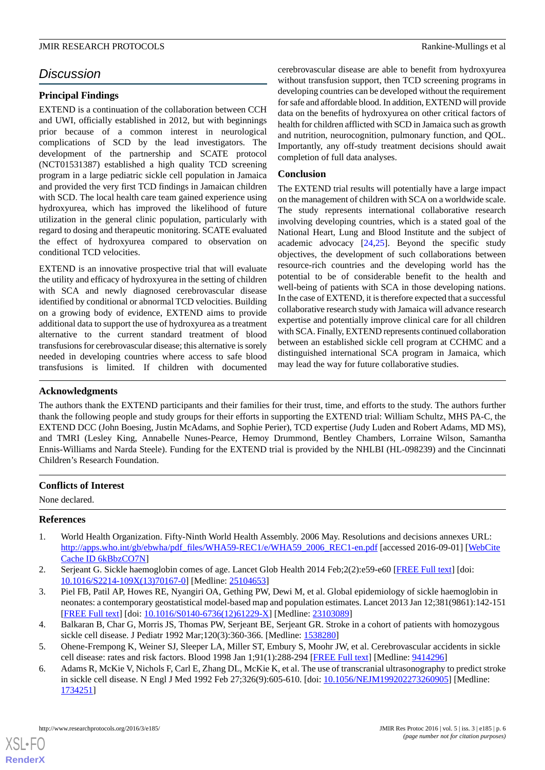## Discussion

### Principal Findings

EXTEND is a continuation of the collaboration between CCH and UWI, officially established in 2012, but with beginnings prior because of a common interest in neurological complications of SCD by the lead investigators. The development of the partnership and SCATE protocol (NCT01531387) established a high quality TCD screening program in a large pediatric sickle cell population in Jamaica and provided the very first TCD findings in Jamaican children with SCD. The local health care team gained experience using hydroxyurea, which has improved the likelihood of future utilization in the general clinic population, particularly with regard to dosing and therapeutic monitoring. SCATE evaluated the effect of hydroxyurea compared to observation on conditional TCD velocities.

EXTEND is an innovative prospective trial that will evaluate the utility and efficacy of hydroxyurea in the setting of children with SCA and newly diagnosed cerebrovascular disease identified by conditional or abnormal TCD velocities. Building on a growing body of evidence, EXTEND aims to provide additional data to support the use of hydroxyurea as a treatment alternative to the current standard treatment of blood transfusions for cerebrovascular disease; this alternative is sorely needed in developing countries where access to safe blood transfusions is limited. If children with documented cerebrovascular disease are able to benefit from hydroxyurea without transfusion support, then TCD screening programs in developing countries can be developed without the requirement for safe and affordable blood. In addition, EXTEND will provide data on the benefits of hydroxyurea on other critical factors of health for children afflicted with SCD in Jamaica such as growth and nutrition, neurocognition, pulmonary function, and QOL. Importantly, any off-study treatment decisions should await completion of full data analyses.

### Conclusion

The EXTEND trial results will potentially have a large impact on the management of children with SCA on a worldwide scale. The study represents international collaborative research involving developing countries, which is a stated goal of the National Heart, Lung and Blood Institute and the subject of academic advocacy [24,25]. Beyond the specific study objectives, the development of such collaborations between resource-rich countries and the developing world has the potential to be of considerable benefit to the health and well-being of patients with SCA in those developing nations. In the case of EXTEND, it is therefore expected that a successful collaborative research study with Jamaica will advance research expertise and potentially improve clinical care for all children with SCA. Finally, EXTEND represents continued collaboration between an established sickle cell program at CCHMC and a distinguished international SCA program in Jamaica, which may lead the way for future collaborative studies.

## Acknowledgments

The authors thank the EXTEND participants and their families for their trust, time, and efforts to the study. The authors further thank the following people and study groups for their efforts in supporting the EXTEND trial: William Schultz, MHS PA-C, the EXTEND DCC (John Boesing, Justin McAdams, and Sophie Perier), TCD expertise (Judy Luden and Robert Adams, MD MS), and TMRI (Lesley King, Annabelle Nunes-Pearce, Hemoy Drummond, Bentley Chambers, Lorraine Wilson, Samantha Ennis-Williams and Narda Steele). Funding for the EXTEND trial is provided by the NHLBI (HL-098239) and the Cincinnati Children's Research Foundation.

## Conflicts of Interest

None declared.

## References

1. World Health Organization. Fifty-Ninth World Health Assembly. 2006 May. Resolutions and decisions annexes URL: http://apps.who.int/gb/ebwha/pdf_files/WHA59-REC1/e/WHA59_2006_REC1-en.pdf [accessed 2016-09-01] [WebCite Cache ID 6kBbzCO7N]
2. Serjeant G. Sickle haemoglobin comes of age. Lancet Glob Health 2014 Feb;2(2):e59-e60 [FREE Full text] [doi: 10.1016/S2214-109X(13)70167-0] [Medline: 25104653]
3. Piel FB, Patil AP, Howes RE, Nyangiri OA, Gething PW, Dewi M, et al. Global epidemiology of sickle haemoglobin in neonates: a contemporary geostatistical model-based map and population estimates. Lancet 2013 Jan 12;381(9861):142-151 [FREE Full text] [doi: 10.1016/S0140-6736(12)61229-X] [Medline: 23103089]
4. Balkaran B, Char G, Morris JS, Thomas PW, Serjeant BE, Serjeant GR. Stroke in a cohort of patients with homozygous sickle cell disease. J Pediatr 1992 Mar;120(3):360-366. [Medline: 1538280]
5. Ohene-Frempong K, Weiner SJ, Sleeper LA, Miller ST, Embury S, Moohr JW, et al. Cerebrovascular accidents in sickle cell disease: rates and risk factors. Blood 1998 Jan 1;91(1):288-294 [FREE Full text] [Medline: 9414296]
6. Adams R, McKie V, Nichols F, Carl E, Zhang DL, McKie K, et al. The use of transcranial ultrasonography to predict stroke in sickle cell disease. N Engl J Med 1992 Feb 27;326(9):605-610. [doi: 10.1056/NEJM199202273260905] [Medline: 1734251]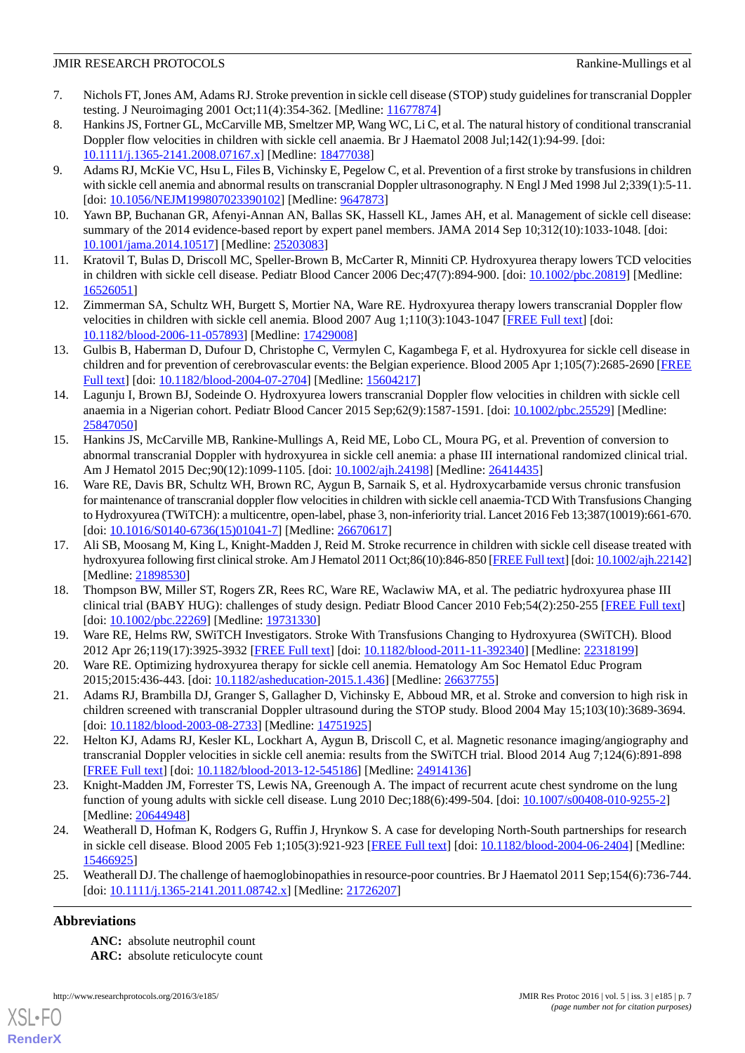7. Nichols FT, Jones AM, Adams RJ. Stroke prevention in sickle cell disease (STOP) study guidelines for transcranial Doppler testing. J Neuroimaging 2001 Oct;11(4):354-362. [Medline: 11677874]
8. Hankins JS, Fortner GL, McCarville MB, Smeltzer MP, Wang WC, Li C, et al. The natural history of conditional transcranial Doppler flow velocities in children with sickle cell anaemia. Br J Haematol 2008 Jul;142(1):94-99. [doi: 10.1111/j.1365-2141.2008.07167.x] [Medline: 18477038]
9. Adams RJ, McKie VC, Hsu L, Files B, Vichinsky E, Pegelow C, et al. Prevention of a first stroke by transfusions in children with sickle cell anemia and abnormal results on transcranial Doppler ultrasonography. N Engl J Med 1998 Jul 2;339(1):5-11. [doi: 10.1056/NEJM199807023390102] [Medline: 9647873]
10. Yawn BP, Buchanan GR, Afenyi-Annan AN, Ballas SK, Hassell KL, James AH, et al. Management of sickle cell disease: summary of the 2014 evidence-based report by expert panel members. JAMA 2014 Sep 10;312(10):1033-1048. [doi: 10.1001/jama.2014.10517] [Medline: 25203083]
11. Kratovil T, Bulas D, Driscoll MC, Speller-Brown B, McCarter R, Minniti CP. Hydroxyurea therapy lowers TCD velocities in children with sickle cell disease. Pediatr Blood Cancer 2006 Dec;47(7):894-900. [doi: 10.1002/pbc.20819] [Medline: 16526051]
12. Zimmerman SA, Schultz WH, Burgett S, Mortier NA, Ware RE. Hydroxyurea therapy lowers transcranial Doppler flow velocities in children with sickle cell anemia. Blood 2007 Aug 1;110(3):1043-1047 [FREE Full text] [doi: 10.1182/blood-2006-11-057893] [Medline: 17429008]
13. Gulbis B, Haberman D, Dufour D, Christophe C, Vermylen C, Kagambega F, et al. Hydroxyurea for sickle cell disease in children and for prevention of cerebrovascular events: the Belgian experience. Blood 2005 Apr 1;105(7):2685-2690 [FREE Full text] [doi: 10.1182/blood-2004-07-2704] [Medline: 15604217]
14. Lagunju I, Brown BJ, Sodeinde O. Hydroxyurea lowers transcranial Doppler flow velocities in children with sickle cell anaemia in a Nigerian cohort. Pediatr Blood Cancer 2015 Sep;62(9):1587-1591. [doi: 10.1002/pbc.25529] [Medline: 25847050]
15. Hankins JS, McCarville MB, Rankine-Mullings A, Reid ME, Lobo CL, Moura PG, et al. Prevention of conversion to abnormal transcranial Doppler with hydroxyurea in sickle cell anemia: a phase III international randomized clinical trial. Am J Hematol 2015 Dec;90(12):1099-1105. [doi: 10.1002/ajh.24198] [Medline: 26414435]
16. Ware RE, Davis BR, Schultz WH, Brown RC, Aygun B, Sarnaik S, et al. Hydroxycarbamide versus chronic transfusion for maintenance of transcranial doppler flow velocities in children with sickle cell anaemia-TCD With Transfusions Changing to Hydroxyurea (TWiTCH): a multicentre, open-label, phase 3, non-inferiority trial. Lancet 2016 Feb 13;387(10019):661-670. [doi: 10.1016/S0140-6736(15)01041-7] [Medline: 26670617]
17. Ali SB, Moosang M, King L, Knight-Madden J, Reid M. Stroke recurrence in children with sickle cell disease treated with hydroxyurea following first clinical stroke. Am J Hematol 2011 Oct;86(10):846-850 [FREE Full text] [doi: 10.1002/ajh.22142] [Medline: 21898530]
18. Thompson BW, Miller ST, Rogers ZR, Rees RC, Ware RE, Waclawiw MA, et al. The pediatric hydroxyurea phase III clinical trial (BABY HUG): challenges of study design. Pediatr Blood Cancer 2010 Feb;54(2):250-255 [FREE Full text] [doi: 10.1002/pbc.22269] [Medline: 19731330]
19. Ware RE, Helms RW, SWiTCH Investigators. Stroke With Transfusions Changing to Hydroxyurea (SWiTCH). Blood 2012 Apr 26;119(17):3925-3932 [FREE Full text] [doi: 10.1182/blood-2011-11-392340] [Medline: 22318199]
20. Ware RE. Optimizing hydroxyurea therapy for sickle cell anemia. Hematology Am Soc Hematol Educ Program 2015;2015:436-443. [doi: 10.1182/asheducation-2015.1.436] [Medline: 26637755]
21. Adams RJ, Brambilla DJ, Granger S, Gallagher D, Vichinsky E, Abboud MR, et al. Stroke and conversion to high risk in children screened with transcranial Doppler ultrasound during the STOP study. Blood 2004 May 15;103(10):3689-3694. [doi: 10.1182/blood-2003-08-2733] [Medline: 14751925]
22. Helton KJ, Adams RJ, Kesler KL, Lockhart A, Aygun B, Driscoll C, et al. Magnetic resonance imaging/angiography and transcranial Doppler velocities in sickle cell anemia: results from the SWiTCH trial. Blood 2014 Aug 7;124(6):891-898 [FREE Full text] [doi: 10.1182/blood-2013-12-545186] [Medline: 24914136]
23. Knight-Madden JM, Forrester TS, Lewis NA, Greenough A. The impact of recurrent acute chest syndrome on the lung function of young adults with sickle cell disease. Lung 2010 Dec;188(6):499-504. [doi: 10.1007/s00408-010-9255-2] [Medline: 20644948]
24. Weatherall D, Hofman K, Rodgers G, Ruffin J, Hrynkow S. A case for developing North-South partnerships for research in sickle cell disease. Blood 2005 Feb 1;105(3):921-923 [FREE Full text] [doi: 10.1182/blood-2004-06-2404] [Medline: 15466925]
25. Weatherall DJ. The challenge of haemoglobinopathies in resource-poor countries. Br J Haematol 2011 Sep;154(6):736-744. [doi: 10.1111/j.1365-2141.2011.08742.x] [Medline: 21726207]

## Abbreviations

**ANC:** absolute neutrophil count
**ARC:** absolute reticulocyte count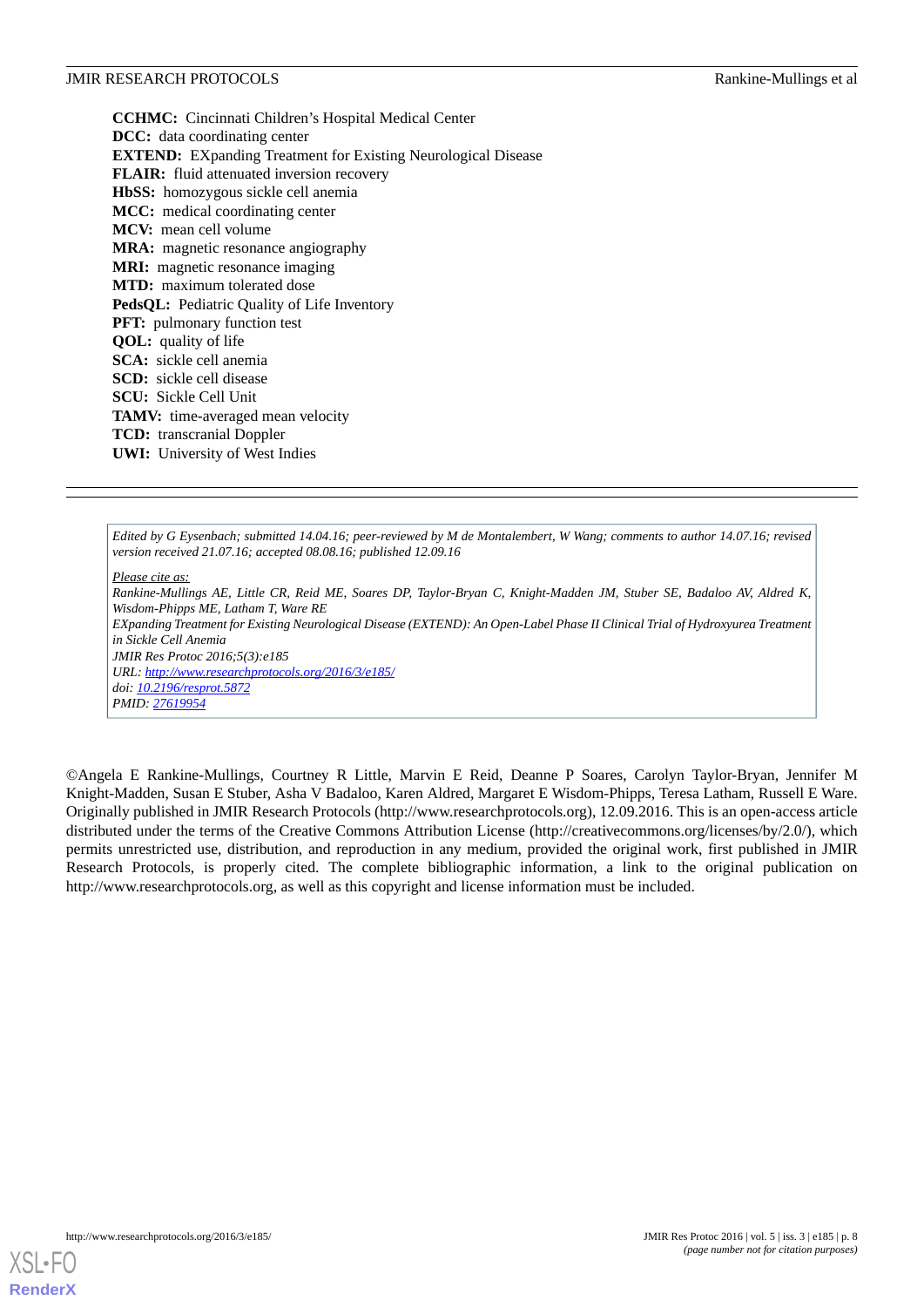**CCHMC:** Cincinnati Children's Hospital Medical Center
**DCC:** data coordinating center
**EXTEND:** EXpanding Treatment for Existing Neurological Disease
**FLAIR:** fluid attenuated inversion recovery
**HbSS:** homozygous sickle cell anemia
**MCC:** medical coordinating center
**MCV:** mean cell volume
**MRA:** magnetic resonance angiography
**MRI:** magnetic resonance imaging
**MTD:** maximum tolerated dose
**PedsQL:** Pediatric Quality of Life Inventory
**PFT:** pulmonary function test
**QOL:** quality of life
**SCA:** sickle cell anemia
**SCD:** sickle cell disease
**SCU:** Sickle Cell Unit
**TAMV:** time-averaged mean velocity
**TCD:** transcranial Doppler
**UWI:** University of West Indies

---

*Edited by G Eysenbach; submitted 14.04.16; peer-reviewed by M de Montalembert, W Wang; comments to author 14.07.16; revised version received 21.07.16; accepted 08.08.16; published 12.09.16*

*Please cite as:*
*Rankine-Mullings AE, Little CR, Reid ME, Soares DP, Taylor-Bryan C, Knight-Madden JM, Stuber SE, Badaloo AV, Aldred K, Wisdom-Phipps ME, Latham T, Ware RE*
*EXpanding Treatment for Existing Neurological Disease (EXTEND): An Open-Label Phase II Clinical Trial of Hydroxyurea Treatment in Sickle Cell Anemia*
*JMIR Res Protoc 2016;5(3):e185*
*URL: http://www.researchprotocols.org/2016/3/e185/*
*doi: 10.2196/resprot.5872*
*PMID: 27619954*

©Angela E Rankine-Mullings, Courtney R Little, Marvin E Reid, Deanne P Soares, Carolyn Taylor-Bryan, Jennifer M Knight-Madden, Susan E Stuber, Asha V Badaloo, Karen Aldred, Margaret E Wisdom-Phipps, Teresa Latham, Russell E Ware. Originally published in JMIR Research Protocols (http://www.researchprotocols.org), 12.09.2016. This is an open-access article distributed under the terms of the Creative Commons Attribution License (http://creativecommons.org/licenses/by/2.0/), which permits unrestricted use, distribution, and reproduction in any medium, provided the original work, first published in JMIR Research Protocols, is properly cited. The complete bibliographic information, a link to the original publication on http://www.researchprotocols.org, as well as this copyright and license information must be included.